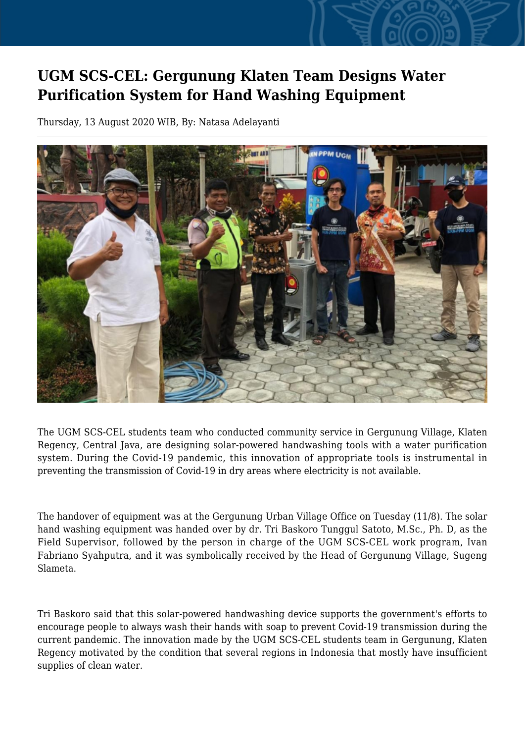# UGM SCS-CEL: Gergunung Klaten Team Designs Water Purification System for Hand Washing Equipment

Thursday, 13 August 2020 WIB, By: Natasa Adelayanti

The UGM SCS-CEL students team who conducted community service in Gergunung Village, Klaten Regency, Central Java, are designing solar-powered handwashing tools with a water purification system. During the Covid-19 pandemic, this innovation of appropriate tools is instrumental in preventing the transmission of Covid-19 in dry areas where electricity is not available.

The handover of equipment was at the Gergunung Urban Village Office on Tuesday (11/8). The solar hand washing equipment was handed over by dr. Tri Baskoro Tunggul Satoto, M.Sc., Ph. D, as the Field Supervisor, followed by the person in charge of the UGM SCS-CEL work program, Ivan Fabriano Syahputra, and it was symbolically received by the Head of Gergunung Village, Sugeng Slameta.

Tri Baskoro said that this solar-powered handwashing device supports the government's efforts to encourage people to always wash their hands with soap to prevent Covid-19 transmission during the current pandemic. The innovation made by the UGM SCS-CEL students team in Gergunung, Klaten Regency motivated by the condition that several regions in Indonesia that mostly have insufficient supplies of clean water.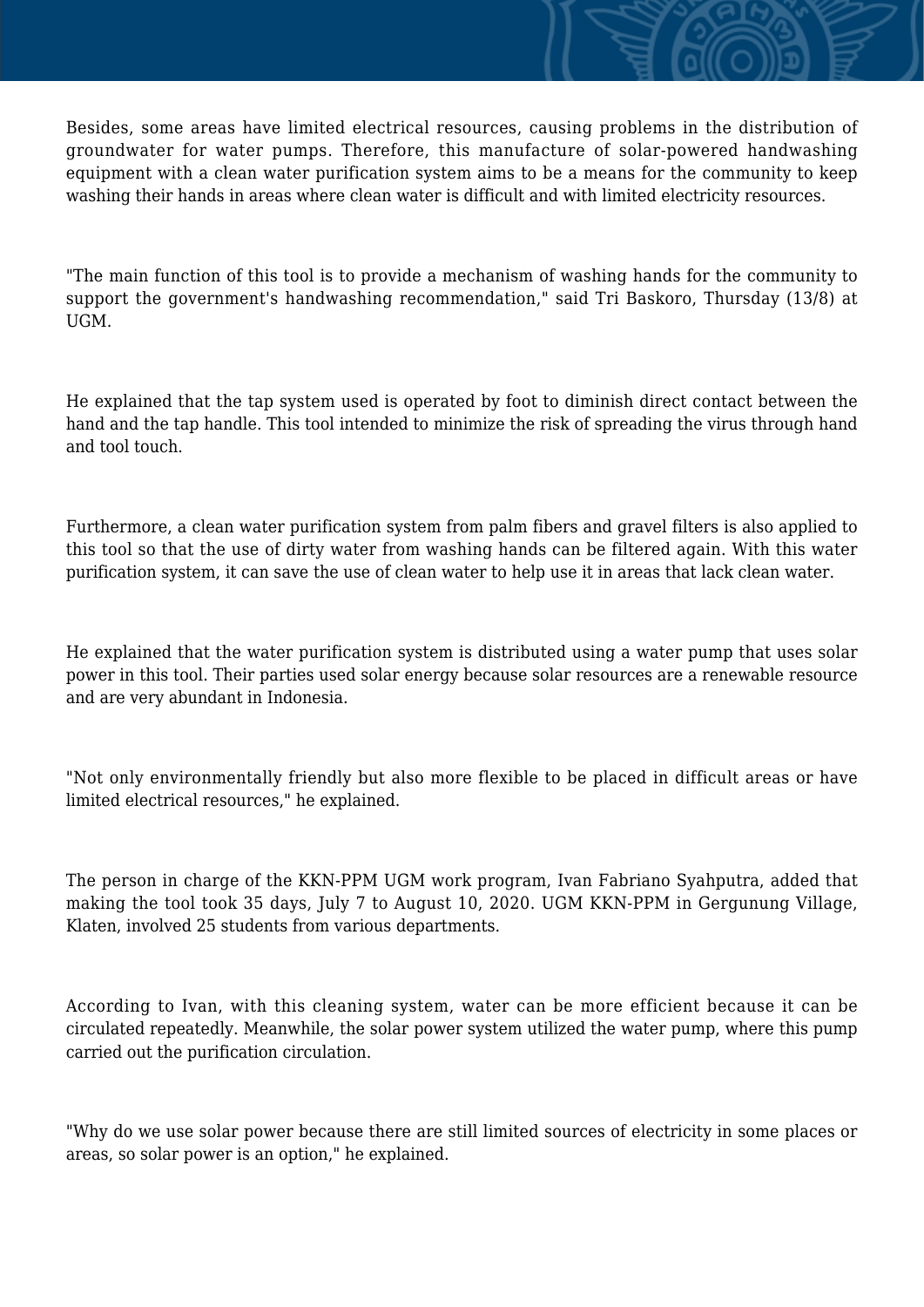Besides, some areas have limited electrical resources, causing problems in the distribution of groundwater for water pumps. Therefore, this manufacture of solar-powered handwashing equipment with a clean water purification system aims to be a means for the community to keep washing their hands in areas where clean water is difficult and with limited electricity resources.

"The main function of this tool is to provide a mechanism of washing hands for the community to support the government's handwashing recommendation," said Tri Baskoro, Thursday (13/8) at UGM.

He explained that the tap system used is operated by foot to diminish direct contact between the hand and the tap handle. This tool intended to minimize the risk of spreading the virus through hand and tool touch.

Furthermore, a clean water purification system from palm fibers and gravel filters is also applied to this tool so that the use of dirty water from washing hands can be filtered again. With this water purification system, it can save the use of clean water to help use it in areas that lack clean water.

He explained that the water purification system is distributed using a water pump that uses solar power in this tool. Their parties used solar energy because solar resources are a renewable resource and are very abundant in Indonesia.

"Not only environmentally friendly but also more flexible to be placed in difficult areas or have limited electrical resources," he explained.

The person in charge of the KKN-PPM UGM work program, Ivan Fabriano Syahputra, added that making the tool took 35 days, July 7 to August 10, 2020. UGM KKN-PPM in Gergunung Village, Klaten, involved 25 students from various departments.

According to Ivan, with this cleaning system, water can be more efficient because it can be circulated repeatedly. Meanwhile, the solar power system utilized the water pump, where this pump carried out the purification circulation.

"Why do we use solar power because there are still limited sources of electricity in some places or areas, so solar power is an option," he explained.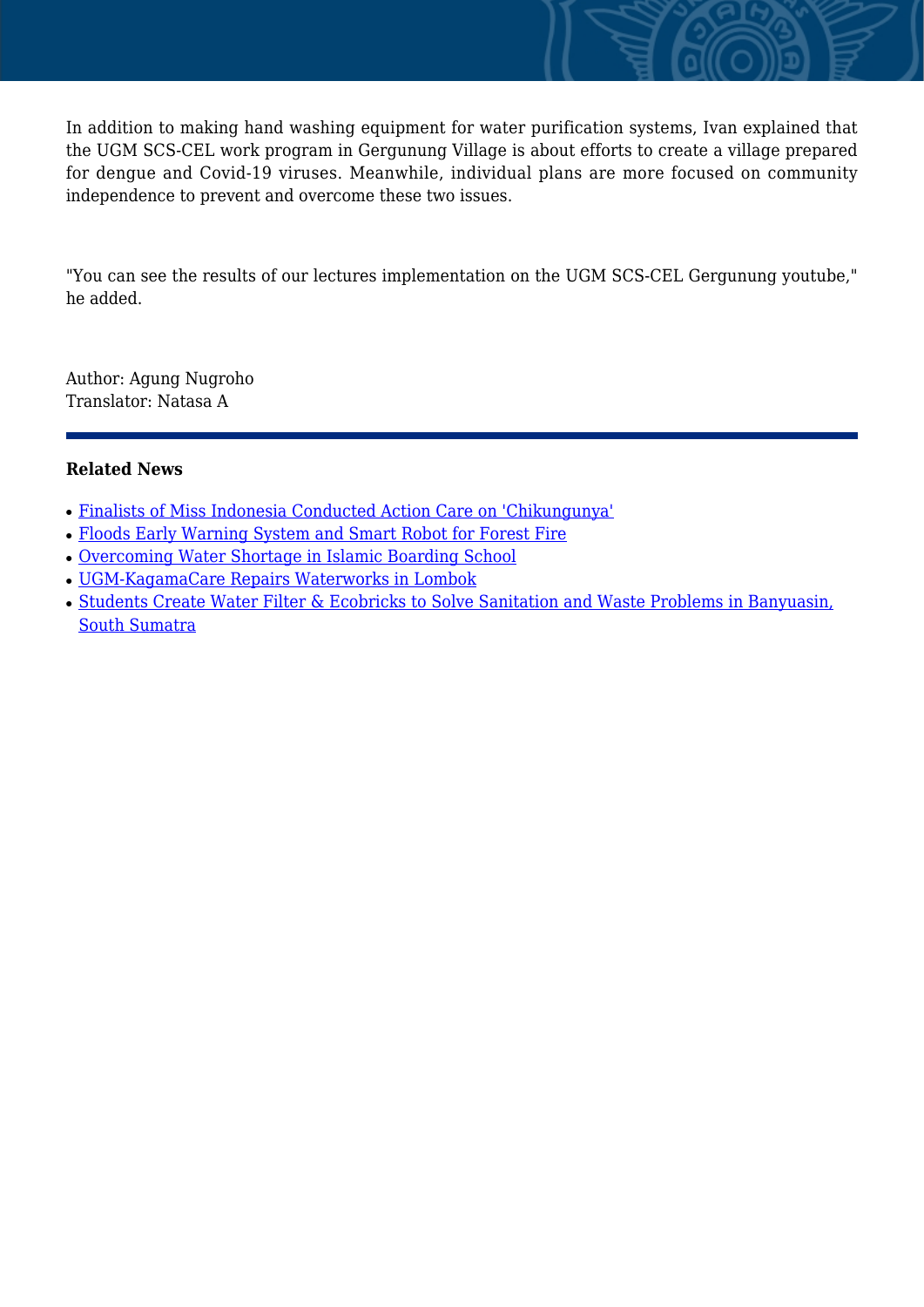In addition to making hand washing equipment for water purification systems, Ivan explained that the UGM SCS-CEL work program in Gergunung Village is about efforts to create a village prepared for dengue and Covid-19 viruses. Meanwhile, individual plans are more focused on community independence to prevent and overcome these two issues.

"You can see the results of our lectures implementation on the UGM SCS-CEL Gergunung youtube," he added.

Author: Agung Nugroho
Translator: Natasa A

---

**Related News**

- Finalists of Miss Indonesia Conducted Action Care on 'Chikungunya'
- Floods Early Warning System and Smart Robot for Forest Fire
- Overcoming Water Shortage in Islamic Boarding School
- UGM-KagamaCare Repairs Waterworks in Lombok
- Students Create Water Filter & Ecobricks to Solve Sanitation and Waste Problems in Banyuasin, South Sumatra